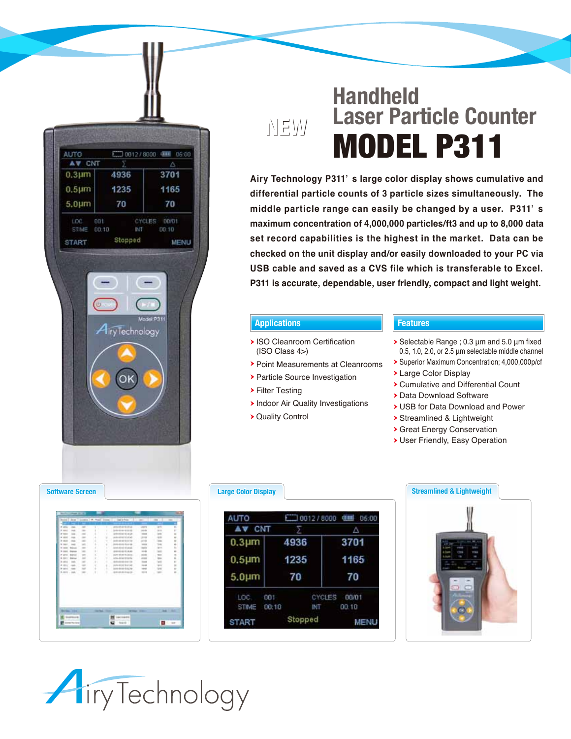NEW

# Handheld Laser Particle Counter

# MODEL P311

**Airy Technology P311' s large color display shows cumulative and differential particle counts of 3 particle sizes simultaneously. The middle particle range can easily be changed by a user. P311' s maximum concentration of 4,000,000 particles/ft3 and up to 8,000 data set record capabilities is the highest in the market. Data can be checked on the unit display and/or easily downloaded to your PC via USB cable and saved as a CVS file which is transferable to Excel. P311 is accurate, dependable, user friendly, compact and light weight.**

## Applications

- ISO Cleanroom Certification (ISO Class 4>)
- Point Measurements at Cleanrooms
- Particle Source Investigation
- Filter Testing
- Indoor Air Quality Investigations
- Quality Control

## Features

- Selectable Range ; 0.3 µm and 5.0 µm fixed 0.5, 1.0, 2.0, or 2.5 µm selectable middle channel
- Superior Maximum Concentration; 4,000,000p/cf
- Large Color Display
- Cumulative and Differential Count
- Data Download Software
- USB for Data Download and Power
- Streamlined & Lightweight
- Great Energy Conservation
- User Friendly, Easy Operation

Software Screen

Large Color Display

Streamlined & Lightweight

Airy Technology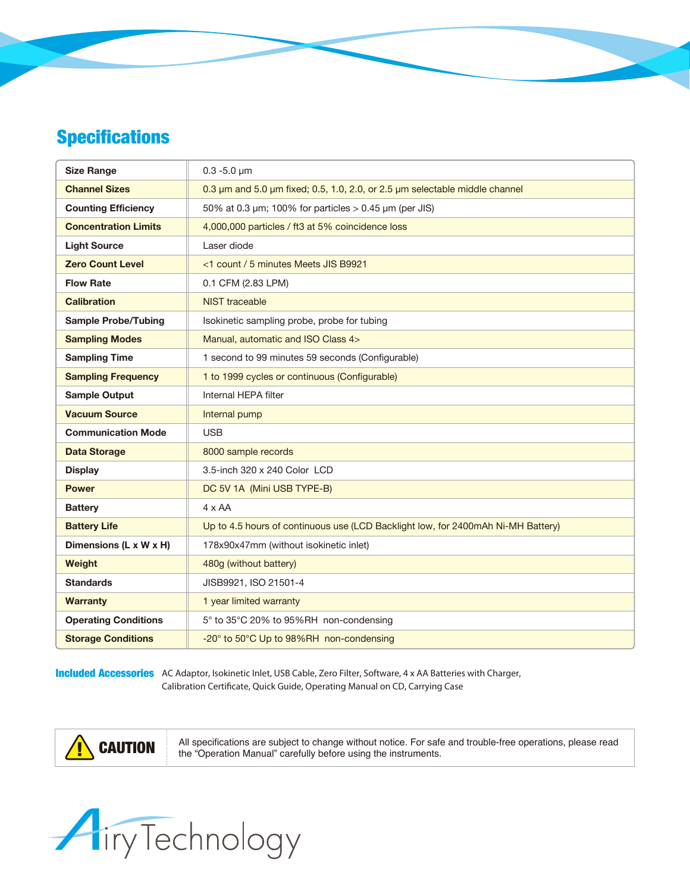## Specifications

| | |
|---|---|
| **Size Range** | 0.3 -5.0 µm |
| **Channel Sizes** | 0.3 µm and 5.0 µm fixed; 0.5, 1.0, 2.0, or 2.5 µm selectable middle channel |
| **Counting Efficiency** | 50% at 0.3 µm; 100% for particles > 0.45 µm (per JIS) |
| **Concentration Limits** | 4,000,000 particles / ft3 at 5% coincidence loss |
| **Light Source** | Laser diode |
| **Zero Count Level** | <1 count / 5 minutes Meets JIS B9921 |
| **Flow Rate** | 0.1 CFM (2.83 LPM) |
| **Calibration** | NIST traceable |
| **Sample Probe/Tubing** | Isokinetic sampling probe, probe for tubing |
| **Sampling Modes** | Manual, automatic and ISO Class 4> |
| **Sampling Time** | 1 second to 99 minutes 59 seconds (Configurable) |
| **Sampling Frequency** | 1 to 1999 cycles or continuous (Configurable) |
| **Sample Output** | Internal HEPA filter |
| **Vacuum Source** | Internal pump |
| **Communication Mode** | USB |
| **Data Storage** | 8000 sample records |
| **Display** | 3.5-inch 320 x 240 Color LCD |
| **Power** | DC 5V 1A (Mini USB TYPE-B) |
| **Battery** | 4 x AA |
| **Battery Life** | Up to 4.5 hours of continuous use (LCD Backlight low, for 2400mAh Ni-MH Battery) |
| **Dimensions (L x W x H)** | 178x90x47mm (without isokinetic inlet) |
| **Weight** | 480g (without battery) |
| **Standards** | JISB9921, ISO 21501-4 |
| **Warranty** | 1 year limited warranty |
| **Operating Conditions** | 5° to 35°C 20% to 95%RH non-condensing |
| **Storage Conditions** | -20° to 50°C Up to 98%RH non-condensing |

**Included Accessories** AC Adaptor, Isokinetic Inlet, USB Cable, Zero Filter, Software, 4 x AA Batteries with Charger, Calibration Certificate, Quick Guide, Operating Manual on CD, Carrying Case

**CAUTION** All specifications are subject to change without notice. For safe and trouble-free operations, please read the "Operation Manual" carefully before using the instruments.

Airy Technology